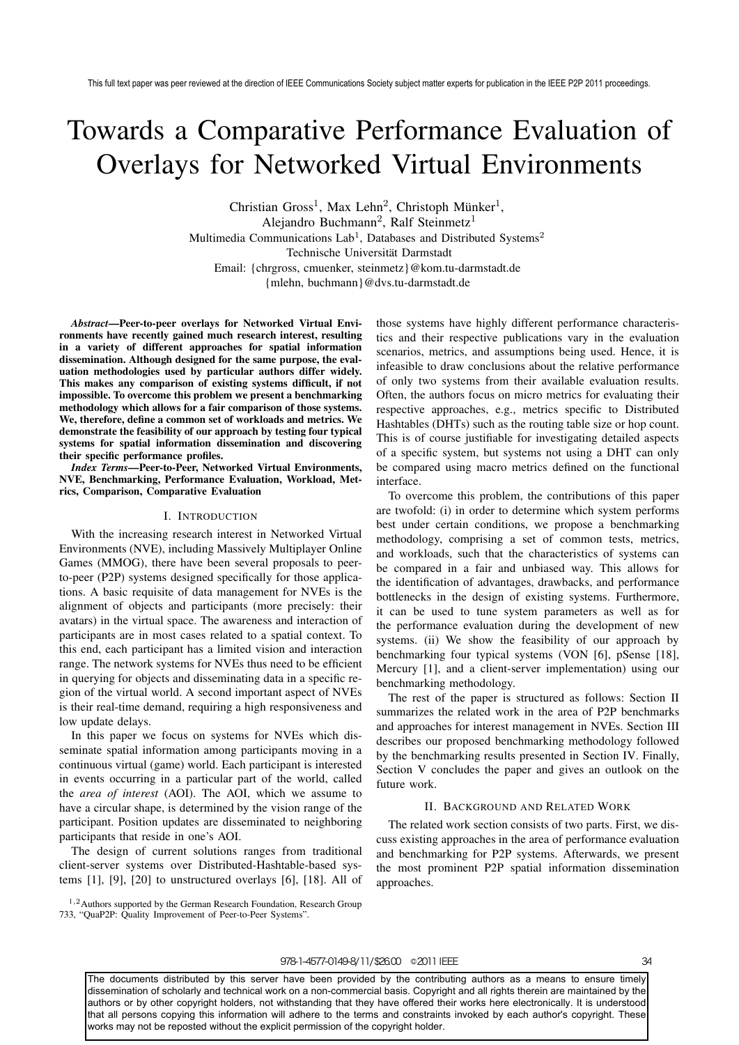# Towards a Comparative Performance Evaluation of Overlays for Networked Virtual Environments

Christian Gross[1], Max Lehn[2], Christoph Münker[1], Alejandro Buchmann[2], Ralf Steinmetz[1]

Multimedia Communications Lab[1], Databases and Distributed Systems[2]

Technische Universität Darmstadt

Email: {chrgross, cmuenker, steinmetz}@kom.tu-darmstadt.de

{mlehn, buchmann}@dvs.tu-darmstadt.de

***Abstract*—Peer-to-peer overlays for Networked Virtual Environments have recently gained much research interest, resulting in a variety of different approaches for spatial information dissemination. Although designed for the same purpose, the evaluation methodologies used by particular authors differ widely. This makes any comparison of existing systems difficult, if not impossible. To overcome this problem we present a benchmarking methodology which allows for a fair comparison of those systems. We, therefore, define a common set of workloads and metrics. We demonstrate the feasibility of our approach by testing four typical systems for spatial information dissemination and discovering their specific performance profiles.**

***Index Terms*—Peer-to-Peer, Networked Virtual Environments, NVE, Benchmarking, Performance Evaluation, Workload, Metrics, Comparison, Comparative Evaluation**

## I. Introduction

With the increasing research interest in Networked Virtual Environments (NVE), including Massively Multiplayer Online Games (MMOG), there have been several proposals to peer-to-peer (P2P) systems designed specifically for those applications. A basic requisite of data management for NVEs is the alignment of objects and participants (more precisely: their avatars) in the virtual space. The awareness and interaction of participants are in most cases related to a spatial context. To this end, each participant has a limited vision and interaction range. The network systems for NVEs thus need to be efficient in querying for objects and disseminating data in a specific region of the virtual world. A second important aspect of NVEs is their real-time demand, requiring a high responsiveness and low update delays.

In this paper we focus on systems for NVEs which disseminate spatial information among participants moving in a continuous virtual (game) world. Each participant is interested in events occurring in a particular part of the world, called the *area of interest* (AOI). The AOI, which we assume to have a circular shape, is determined by the vision range of the participant. Position updates are disseminated to neighboring participants that reside in one's AOI.

The design of current solutions ranges from traditional client-server systems over Distributed-Hashtable-based systems [1], [9], [20] to unstructured overlays [6], [18]. All of those systems have highly different performance characteristics and their respective publications vary in the evaluation scenarios, metrics, and assumptions being used. Hence, it is infeasible to draw conclusions about the relative performance of only two systems from their available evaluation results. Often, the authors focus on micro metrics for evaluating their respective approaches, e.g., metrics specific to Distributed Hashtables (DHTs) such as the routing table size or hop count. This is of course justifiable for investigating detailed aspects of a specific system, but systems not using a DHT can only be compared using macro metrics defined on the functional interface.

To overcome this problem, the contributions of this paper are twofold: (i) in order to determine which system performs best under certain conditions, we propose a benchmarking methodology, comprising a set of common tests, metrics, and workloads, such that the characteristics of systems can be compared in a fair and unbiased way. This allows for the identification of advantages, drawbacks, and performance bottlenecks in the design of existing systems. Furthermore, it can be used to tune system parameters as well as for the performance evaluation during the development of new systems. (ii) We show the feasibility of our approach by benchmarking four typical systems (VON [6], pSense [18], Mercury [1], and a client-server implementation) using our benchmarking methodology.

The rest of the paper is structured as follows: Section II summarizes the related work in the area of P2P benchmarks and approaches for interest management in NVEs. Section III describes our proposed benchmarking methodology followed by the benchmarking results presented in Section IV. Finally, Section V concludes the paper and gives an outlook on the future work.

## II. Background and Related Work

The related work section consists of two parts. First, we discuss existing approaches in the area of performance evaluation and benchmarking for P2P systems. Afterwards, we present the most prominent P2P spatial information dissemination approaches.

[1,2]Authors supported by the German Research Foundation, Research Group 733, "QuaP2P: Quality Improvement of Peer-to-Peer Systems".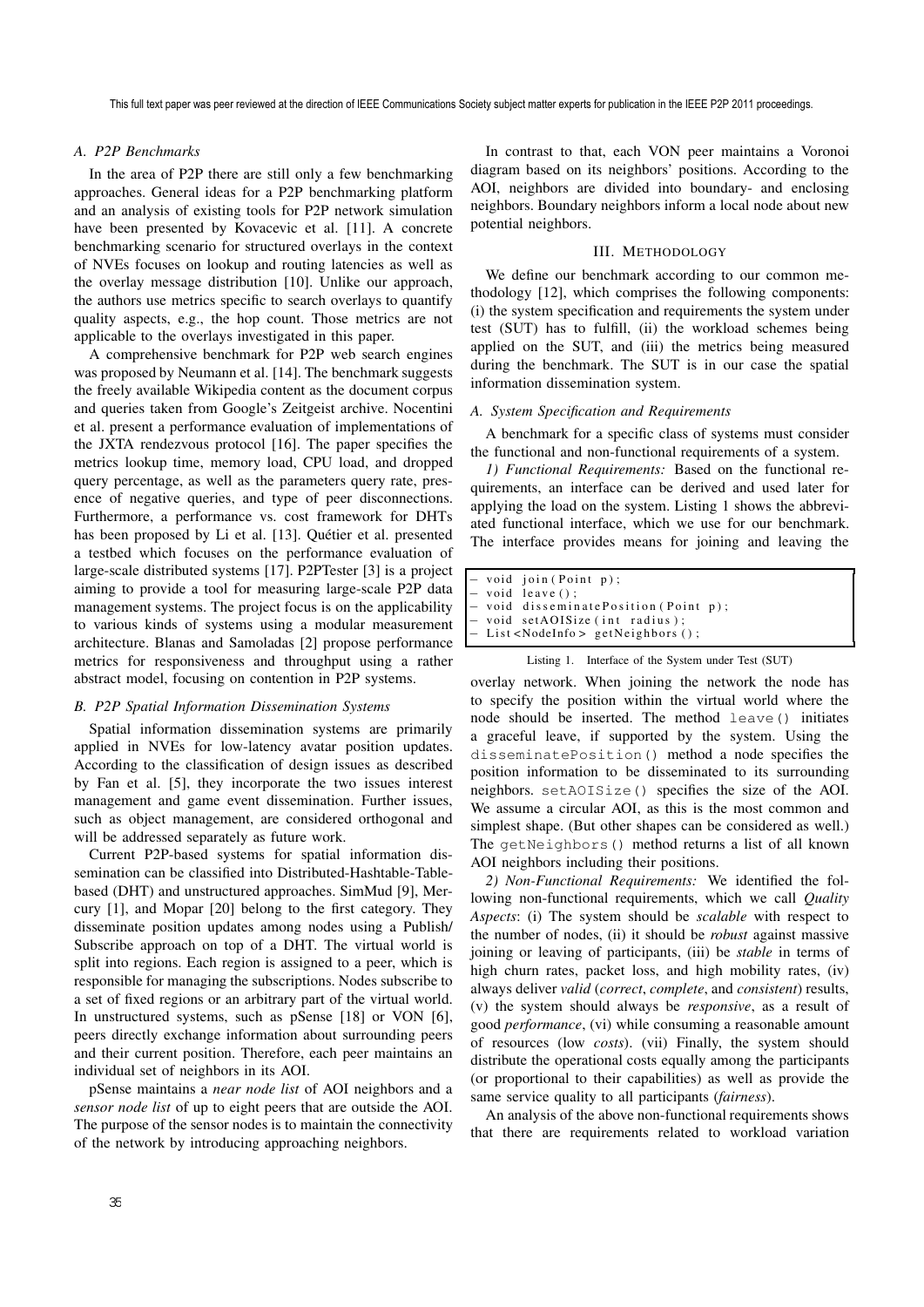### A. P2P Benchmarks

In the area of P2P there are still only a few benchmarking approaches. General ideas for a P2P benchmarking platform and an analysis of existing tools for P2P network simulation have been presented by Kovacevic et al. [11]. A concrete benchmarking scenario for structured overlays in the context of NVEs focuses on lookup and routing latencies as well as the overlay message distribution [10]. Unlike our approach, the authors use metrics specific to search overlays to quantify quality aspects, e.g., the hop count. Those metrics are not applicable to the overlays investigated in this paper.

A comprehensive benchmark for P2P web search engines was proposed by Neumann et al. [14]. The benchmark suggests the freely available Wikipedia content as the document corpus and queries taken from Google's Zeitgeist archive. Nocentini et al. present a performance evaluation of implementations of the JXTA rendezvous protocol [16]. The paper specifies the metrics lookup time, memory load, CPU load, and dropped query percentage, as well as the parameters query rate, presence of negative queries, and type of peer disconnections. Furthermore, a performance vs. cost framework for DHTs has been proposed by Li et al. [13]. Quétier et al. presented a testbed which focuses on the performance evaluation of large-scale distributed systems [17]. P2PTester [3] is a project aiming to provide a tool for measuring large-scale P2P data management systems. The project focus is on the applicability to various kinds of systems using a modular measurement architecture. Blanas and Samoladas [2] propose performance metrics for responsiveness and throughput using a rather abstract model, focusing on contention in P2P systems.

### B. P2P Spatial Information Dissemination Systems

Spatial information dissemination systems are primarily applied in NVEs for low-latency avatar position updates. According to the classification of design issues as described by Fan et al. [5], they incorporate the two issues interest management and game event dissemination. Further issues, such as object management, are considered orthogonal and will be addressed separately as future work.

Current P2P-based systems for spatial information dissemination can be classified into Distributed-Hashtable-Table-based (DHT) and unstructured approaches. SimMud [9], Mercury [1], and Mopar [20] belong to the first category. They disseminate position updates among nodes using a Publish/Subscribe approach on top of a DHT. The virtual world is split into regions. Each region is assigned to a peer, which is responsible for managing the subscriptions. Nodes subscribe to a set of fixed regions or an arbitrary part of the virtual world. In unstructured systems, such as pSense [18] or VON [6], peers directly exchange information about surrounding peers and their current position. Therefore, each peer maintains an individual set of neighbors in its AOI.

pSense maintains a *near node list* of AOI neighbors and a *sensor node list* of up to eight peers that are outside the AOI. The purpose of the sensor nodes is to maintain the connectivity of the network by introducing approaching neighbors.

In contrast to that, each VON peer maintains a Voronoi diagram based on its neighbors' positions. According to the AOI, neighbors are divided into boundary- and enclosing neighbors. Boundary neighbors inform a local node about new potential neighbors.

## III. Methodology

We define our benchmark according to our common methodology [12], which comprises the following components: (i) the system specification and requirements the system under test (SUT) has to fulfill, (ii) the workload schemes being applied on the SUT, and (iii) the metrics being measured during the benchmark. The SUT is in our case the spatial information dissemination system.

### A. System Specification and Requirements

A benchmark for a specific class of systems must consider the functional and non-functional requirements of a system.

*1) Functional Requirements:* Based on the functional requirements, an interface can be derived and used later for applying the load on the system. Listing 1 shows the abbreviated functional interface, which we use for our benchmark. The interface provides means for joining and leaving the overlay network. When joining the network the node has to specify the position within the virtual world where the node should be inserted. The method `leave()` initiates a graceful leave, if supported by the system. Using the `disseminatePosition()` method a node specifies the position information to be disseminated to its surrounding neighbors. `setAOISize()` specifies the size of the AOI. We assume a circular AOI, as this is the most common and simplest shape. (But other shapes can be considered as well.) The `getNeighbors()` method returns a list of all known AOI neighbors including their positions.

```
– void join(Point p);
– void leave();
– void disseminatePosition(Point p);
– void setAOISize(int radius);
– List<NodeInfo> getNeighbors();
```

Listing 1. Interface of the System under Test (SUT)

*2) Non-Functional Requirements:* We identified the following non-functional requirements, which we call *Quality Aspects*: (i) The system should be *scalable* with respect to the number of nodes, (ii) it should be *robust* against massive joining or leaving of participants, (iii) be *stable* in terms of high churn rates, packet loss, and high mobility rates, (iv) always deliver *valid* (*correct*, *complete*, and *consistent*) results, (v) the system should always be *responsive*, as a result of good *performance*, (vi) while consuming a reasonable amount of resources (low *costs*). (vii) Finally, the system should distribute the operational costs equally among the participants (or proportional to their capabilities) as well as provide the same service quality to all participants (*fairness*).

An analysis of the above non-functional requirements shows that there are requirements related to workload variation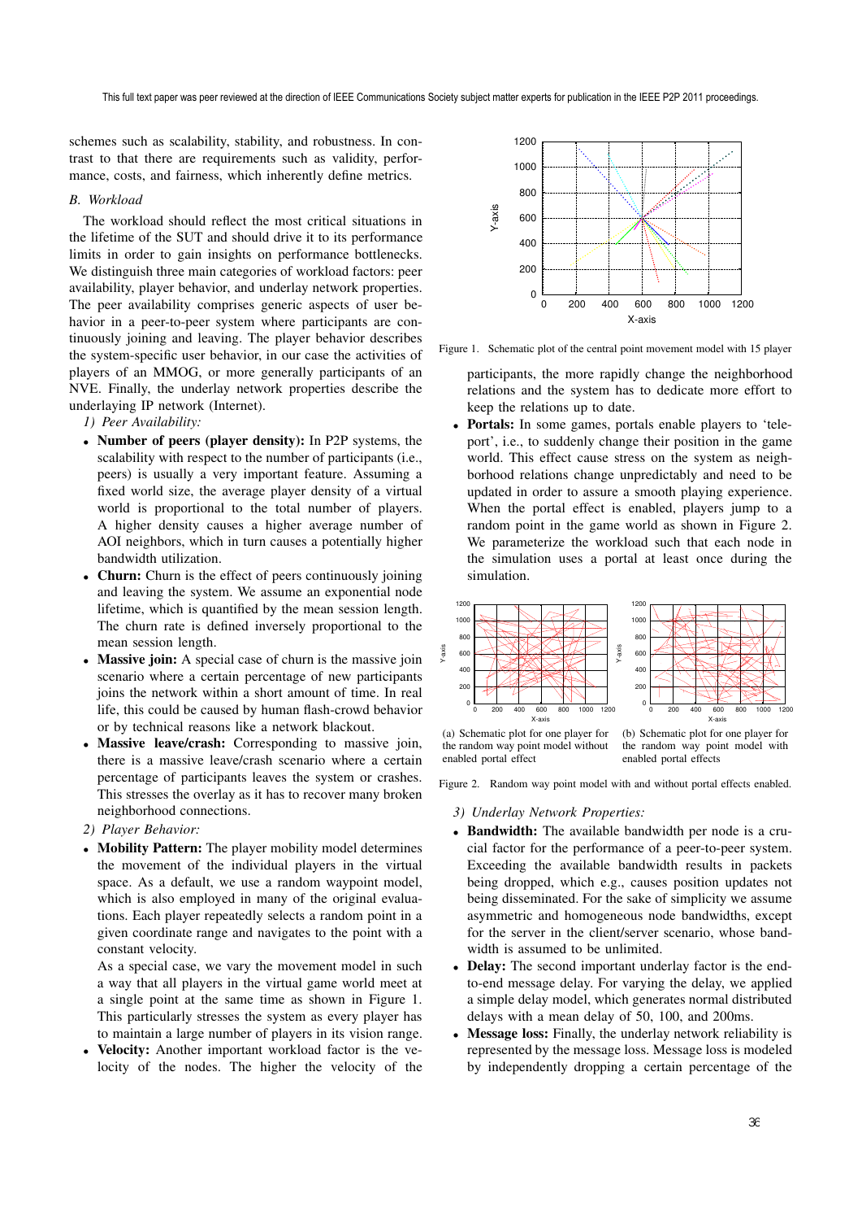schemes such as scalability, stability, and robustness. In contrast to that there are requirements such as validity, performance, costs, and fairness, which inherently define metrics.

### B. Workload

The workload should reflect the most critical situations in the lifetime of the SUT and should drive it to its performance limits in order to gain insights on performance bottlenecks. We distinguish three main categories of workload factors: peer availability, player behavior, and underlay network properties. The peer availability comprises generic aspects of user behavior in a peer-to-peer system where participants are continuously joining and leaving. The player behavior describes the system-specific user behavior, in our case the activities of players of an MMOG, or more generally participants of an NVE. Finally, the underlay network properties describe the underlaying IP network (Internet).

*1) Peer Availability:*

- **Number of peers (player density):** In P2P systems, the scalability with respect to the number of participants (i.e., peers) is usually a very important feature. Assuming a fixed world size, the average player density of a virtual world is proportional to the total number of players. A higher density causes a higher average number of AOI neighbors, which in turn causes a potentially higher bandwidth utilization.
- **Churn:** Churn is the effect of peers continuously joining and leaving the system. We assume an exponential node lifetime, which is quantified by the mean session length. The churn rate is defined inversely proportional to the mean session length.
- **Massive join:** A special case of churn is the massive join scenario where a certain percentage of new participants joins the network within a short amount of time. In real life, this could be caused by human flash-crowd behavior or by technical reasons like a network blackout.
- **Massive leave/crash:** Corresponding to massive join, there is a massive leave/crash scenario where a certain percentage of participants leaves the system or crashes. This stresses the overlay as it has to recover many broken neighborhood connections.

*2) Player Behavior:*

- **Mobility Pattern:** The player mobility model determines the movement of the individual players in the virtual space. As a default, we use a random waypoint model, which is also employed in many of the original evaluations. Each player repeatedly selects a random point in a given coordinate range and navigates to the point with a constant velocity.

  As a special case, we vary the movement model in such a way that all players in the virtual game world meet at a single point at the same time as shown in Figure 1. This particularly stresses the system as every player has to maintain a large number of players in its vision range.
- **Velocity:** Another important workload factor is the velocity of the nodes. The higher the velocity of the participants, the more rapidly change the neighborhood relations and the system has to dedicate more effort to keep the relations up to date.
- **Portals:** In some games, portals enable players to 'teleport', i.e., to suddenly change their position in the game world. This effect cause stress on the system as neighborhood relations change unpredictably and need to be updated in order to assure a smooth playing experience. When the portal effect is enabled, players jump to a random point in the game world as shown in Figure 2. We parameterize the workload such that each node in the simulation uses a portal at least once during the simulation.

Figure 1. Schematic plot of the central point movement model with 15 player

(a) Schematic plot for one player for the random way point model without enabled portal effect

(b) Schematic plot for one player for the random way point model with enabled portal effects

Figure 2. Random way point model with and without portal effects enabled.

*3) Underlay Network Properties:*

- **Bandwidth:** The available bandwidth per node is a crucial factor for the performance of a peer-to-peer system. Exceeding the available bandwidth results in packets being dropped, which e.g., causes position updates not being disseminated. For the sake of simplicity we assume asymmetric and homogeneous node bandwidths, except for the server in the client/server scenario, whose bandwidth is assumed to be unlimited.
- **Delay:** The second important underlay factor is the end-to-end message delay. For varying the delay, we applied a simple delay model, which generates normal distributed delays with a mean delay of 50, 100, and 200ms.
- **Message loss:** Finally, the underlay network reliability is represented by the message loss. Message loss is modeled by independently dropping a certain percentage of the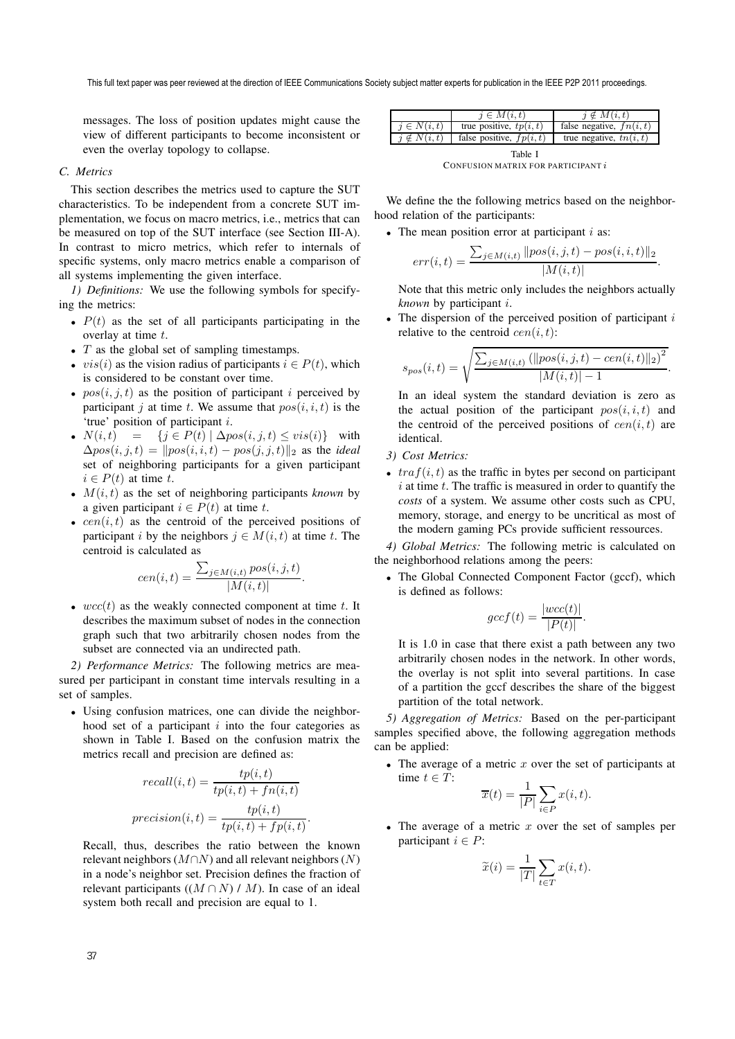messages. The loss of position updates might cause the view of different participants to become inconsistent or even the overlay topology to collapse.

### C. Metrics

This section describes the metrics used to capture the SUT characteristics. To be independent from a concrete SUT implementation, we focus on macro metrics, i.e., metrics that can be measured on top of the SUT interface (see Section III-A). In contrast to micro metrics, which refer to internals of specific systems, only macro metrics enable a comparison of all systems implementing the given interface.

*1) Definitions:* We use the following symbols for specifying the metrics:

- $P(t)$ as the set of all participants participating in the overlay at time $t$.
- $T$ as the global set of sampling timestamps.
- $vis(i)$ as the vision radius of participants $i \in P(t)$, which is considered to be constant over time.
- $pos(i, j, t)$ as the position of participant $i$ perceived by participant $j$ at time $t$. We assume that $pos(i, i, t)$ is the 'true' position of participant $i$.
- $N(i,t) = \{j \in P(t) \mid \Delta pos(i,j,t) \leq vis(i)\}$ with $\Delta pos(i, j, t) = \|pos(i, i, t) - pos(j, j, t)\|_2$ as the *ideal* set of neighboring participants for a given participant $i \in P(t)$ at time $t$.
- $M(i, t)$ as the set of neighboring participants *known* by a given participant $i \in P(t)$ at time $t$.
- $cen(i, t)$ as the centroid of the perceived positions of participant $i$ by the neighbors $j \in M(i, t)$ at time $t$. The centroid is calculated as

$$cen(i,t) = \frac{\sum_{j \in M(i,t)} pos(i,j,t)}{|M(i,t)|}.$$

- $wcc(t)$ as the weakly connected component at time $t$. It describes the maximum subset of nodes in the connection graph such that two arbitrarily chosen nodes from the subset are connected via an undirected path.

*2) Performance Metrics:* The following metrics are measured per participant in constant time intervals resulting in a set of samples.

- Using confusion matrices, one can divide the neighborhood set of a participant $i$ into the four categories as shown in Table I. Based on the confusion matrix the metrics recall and precision are defined as:

$$recall(i,t) = \frac{tp(i,t)}{tp(i,t) + fn(i,t)}$$

$$precision(i,t) = \frac{tp(i,t)}{tp(i,t) + fp(i,t)}.$$

Recall, thus, describes the ratio between the known relevant neighbors ($M \cap N$) and all relevant neighbors ($N$) in a node's neighbor set. Precision defines the fraction of relevant participants (($M \cap N$) / $M$). In case of an ideal system both recall and precision are equal to 1.

| | $j \in M(i,t)$ | $j \notin M(i,t)$ |
|---|---|---|
| $j \in N(i,t)$ | true positive, $tp(i,t)$ | false negative, $fn(i,t)$ |
| $j \notin N(i,t)$ | false positive, $fp(i,t)$ | true negative, $tn(i,t)$ |

Table I
CONFUSION MATRIX FOR PARTICIPANT $i$

We define the the following metrics based on the neighborhood relation of the participants:

- The mean position error at participant $i$ as:

$$err(i,t) = \frac{\sum_{j \in M(i,t)} \|pos(i,j,t) - pos(i,i,t)\|_2}{|M(i,t)|}.$$

Note that this metric only includes the neighbors actually *known* by participant $i$.

- The dispersion of the perceived position of participant $i$ relative to the centroid $cen(i, t)$:

$$s_{pos}(i,t) = \sqrt{\frac{\sum_{j \in M(i,t)} \left(\|pos(i,j,t) - cen(i,t)\|_2\right)^2}{|M(i,t)| - 1}}.$$

In an ideal system the standard deviation is zero as the actual position of the participant $pos(i, i, t)$ and the centroid of the perceived positions of $cen(i, t)$ are identical.

*3) Cost Metrics:*

- $traf(i, t)$ as the traffic in bytes per second on participant $i$ at time $t$. The traffic is measured in order to quantify the *costs* of a system. We assume other costs such as CPU, memory, storage, and energy to be uncritical as most of the modern gaming PCs provide sufficient ressources.

*4) Global Metrics:* The following metric is calculated on the neighborhood relations among the peers:

- The Global Connected Component Factor (gccf), which is defined as follows:

$$gccf(t) = \frac{|wcc(t)|}{|P(t)|}.$$

It is 1.0 in case that there exist a path between any two arbitrarily chosen nodes in the network. In other words, the overlay is not split into several partitions. In case of a partition the gccf describes the share of the biggest partition of the total network.

*5) Aggregation of Metrics:* Based on the per-participant samples specified above, the following aggregation methods can be applied:

- The average of a metric $x$ over the set of participants at time $t \in T$:

$$\overline{x}(t) = \frac{1}{|P|} \sum_{i \in P} x(i,t).$$

- The average of a metric $x$ over the set of samples per participant $i \in P$:

$$\widetilde{x}(i) = \frac{1}{|T|} \sum_{t \in T} x(i,t).$$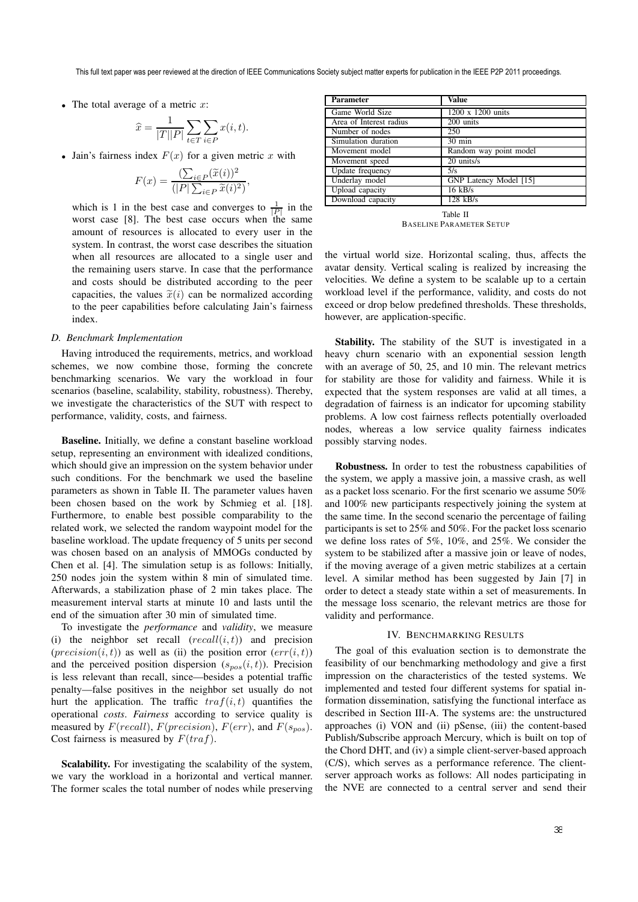- The total average of a metric $x$:

$$\widehat{x} = \frac{1}{|T||P|}\sum_{t \in T}\sum_{i \in P} x(i,t).$$

- Jain's fairness index $F(x)$ for a given metric $x$ with

$$F(x) = \frac{(\sum_{i \in P}(\widetilde{x}(i))^2}{(|P| \sum_{i \in P} \widetilde{x}(i)^2)},$$

which is 1 in the best case and converges to $\frac{1}{|P|}$ in the worst case [8]. The best case occurs when the same amount of resources is allocated to every user in the system. In contrast, the worst case describes the situation when all resources are allocated to a single user and the remaining users starve. In case that the performance and costs should be distributed according to the peer capacities, the values $\widetilde{x}(i)$ can be normalized according to the peer capabilities before calculating Jain's fairness index.

### D. Benchmark Implementation

Having introduced the requirements, metrics, and workload schemes, we now combine those, forming the concrete benchmarking scenarios. We vary the workload in four scenarios (baseline, scalability, stability, robustness). Thereby, we investigate the characteristics of the SUT with respect to performance, validity, costs, and fairness.

**Baseline.** Initially, we define a constant baseline workload setup, representing an environment with idealized conditions, which should give an impression on the system behavior under such conditions. For the benchmark we used the baseline parameters as shown in Table II. The parameter values have been chosen based on the work by Schmieg et al. [18]. Furthermore, to enable best possible comparability to the related work, we selected the random waypoint model for the baseline workload. The update frequency of 5 units per second was chosen based on an analysis of MMOGs conducted by Chen et al. [4]. The simulation setup is as follows: Initially, 250 nodes join the system within 8 min of simulated time. Afterwards, a stabilization phase of 2 min takes place. The measurement interval starts at minute 10 and lasts until the end of the simuation after 30 min of simulated time.

To investigate the *performance* and *validity*, we measure (i) the neighbor set recall ($recall(i,t)$) and precision ($precision(i,t)$) as well as (ii) the position error ($err(i,t)$) and the perceived position dispersion ($s_{pos}(i,t)$). Precision is less relevant than recall, since—besides a potential traffic penalty—false positives in the neighbor set usually do not hurt the application. The traffic $traf(i,t)$ quantifies the operational *costs*. *Fairness* according to service quality is measured by $F(recall)$, $F(precision)$, $F(err)$, and $F(s_{pos})$. Cost fairness is measured by $F(traf)$.

**Scalability.** For investigating the scalability of the system, we vary the workload in a horizontal and vertical manner. The former scales the total number of nodes while preserving the virtual world size. Horizontal scaling, thus, affects the avatar density. Vertical scaling is realized by increasing the velocities. We define a system to be scalable up to a certain workload level if the performance, validity, and costs do not exceed or drop below predefined thresholds. These thresholds, however, are application-specific.

| Parameter | Value |
|---|---|
| Game World Size | 1200 x 1200 units |
| Area of Interest radius | 200 units |
| Number of nodes | 250 |
| Simulation duration | 30 min |
| Movement model | Random way point model |
| Movement speed | 20 units/s |
| Update frequency | 5/s |
| Underlay model | GNP Latency Model [15] |
| Upload capacity | 16 kB/s |
| Download capacity | 128 kB/s |

Table II
BASELINE PARAMETER SETUP

**Stability.** The stability of the SUT is investigated in a heavy churn scenario with an exponential session length with an average of 50, 25, and 10 min. The relevant metrics for stability are those for validity and fairness. While it is expected that the system responses are valid at all times, a degradation of fairness is an indicator for upcoming stability problems. A low cost fairness reflects potentially overloaded nodes, whereas a low service quality fairness indicates possibly starving nodes.

**Robustness.** In order to test the robustness capabilities of the system, we apply a massive join, a massive crash, as well as a packet loss scenario. For the first scenario we assume 50% and 100% new participants respectively joining the system at the same time. In the second scenario the percentage of failing participants is set to 25% and 50%. For the packet loss scenario we define loss rates of 5%, 10%, and 25%. We consider the system to be stabilized after a massive join or leave of nodes, if the moving average of a given metric stabilizes at a certain level. A similar method has been suggested by Jain [7] in order to detect a steady state within a set of measurements. In the message loss scenario, the relevant metrics are those for validity and performance.

## IV. Benchmarking Results

The goal of this evaluation section is to demonstrate the feasibility of our benchmarking methodology and give a first impression on the characteristics of the tested systems. We implemented and tested four different systems for spatial information dissemination, satisfying the functional interface as described in Section III-A. The systems are: the unstructured approaches (i) VON and (ii) pSense, (iii) the content-based Publish/Subscribe approach Mercury, which is built on top of the Chord DHT, and (iv) a simple client-server-based approach (C/S), which serves as a performance reference. The client-server approach works as follows: All nodes participating in the NVE are connected to a central server and send their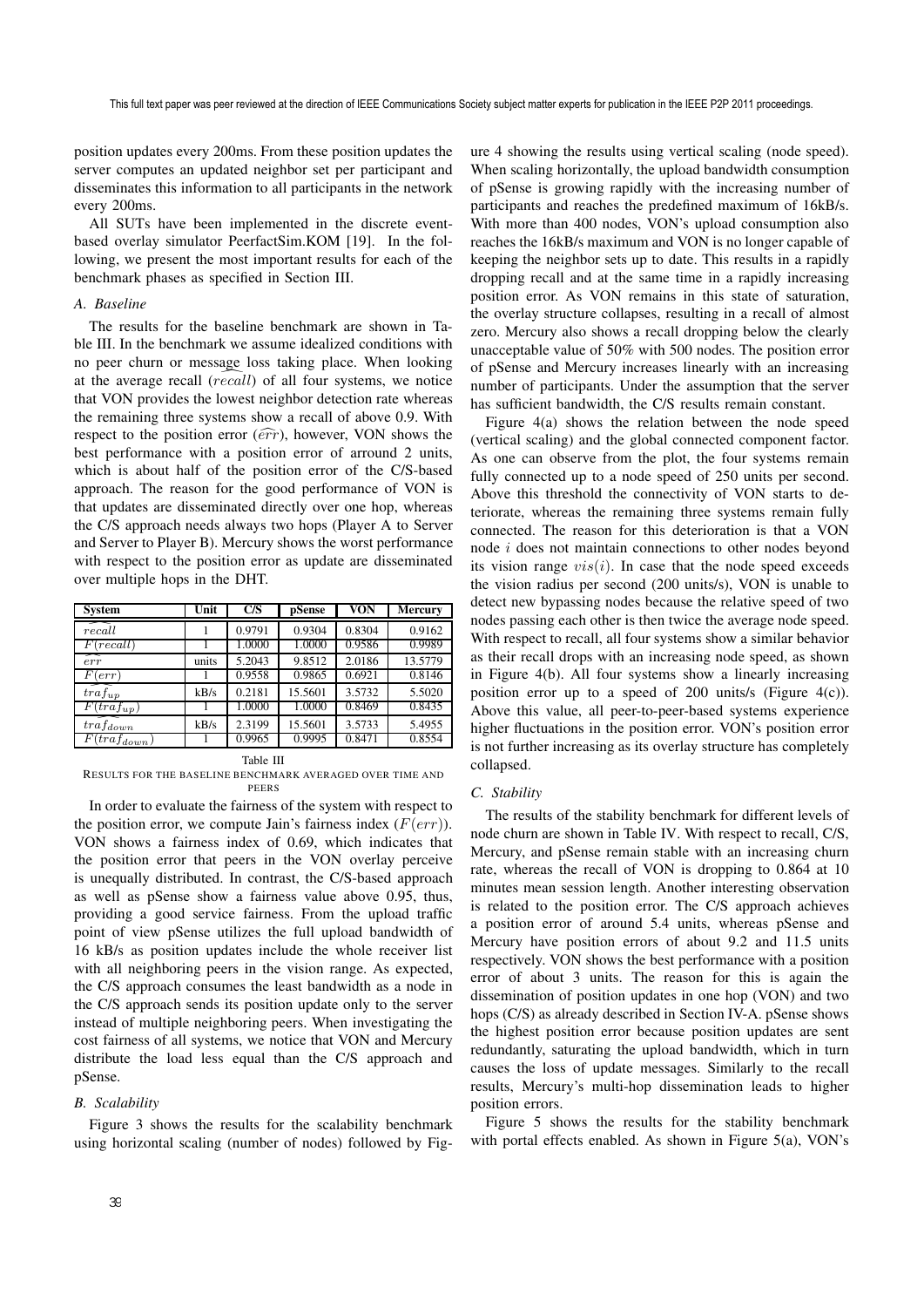position updates every 200ms. From these position updates the server computes an updated neighbor set per participant and disseminates this information to all participants in the network every 200ms.

All SUTs have been implemented in the discrete event-based overlay simulator PeerfactSim.KOM [19]. In the following, we present the most important results for each of the benchmark phases as specified in Section III.

### A. Baseline

The results for the baseline benchmark are shown in Table III. In the benchmark we assume idealized conditions with no peer churn or message loss taking place. When looking at the average recall ($\widetilde{recall}$) of all four systems, we notice that VON provides the lowest neighbor detection rate whereas the remaining three systems show a recall of above 0.9. With respect to the position error ($\widetilde{err}$), however, VON shows the best performance with a position error of arround 2 units, which is about half of the position error of the C/S-based approach. The reason for the good performance of VON is that updates are disseminated directly over one hop, whereas the C/S approach needs always two hops (Player A to Server and Server to Player B). Mercury shows the worst performance with respect to the position error as update are disseminated over multiple hops in the DHT.

| System | Unit | C/S | pSense | VON | Mercury |
|---|---|---|---|---|---|
| $\widetilde{recall}$ | 1 | 0.9791 | 0.9304 | 0.8304 | 0.9162 |
| $F(recall)$ | 1 | 1.0000 | 1.0000 | 0.9586 | 0.9989 |
| $\widetilde{err}$ | units | 5.2043 | 9.8512 | 2.0186 | 13.5779 |
| $F(err)$ | 1 | 0.9558 | 0.9865 | 0.6921 | 0.8146 |
| $\widetilde{traf_{up}}$ | kB/s | 0.2181 | 15.5601 | 3.5732 | 5.5020 |
| $F(traf_{up})$ | 1 | 1.0000 | 1.0000 | 0.8469 | 0.8435 |
| $\widetilde{traf_{down}}$ | kB/s | 2.3199 | 15.5601 | 3.5733 | 5.4955 |
| $F(traf_{down})$ | 1 | 0.9965 | 0.9995 | 0.8471 | 0.8554 |

Table III

RESULTS FOR THE BASELINE BENCHMARK AVERAGED OVER TIME AND PEERS

In order to evaluate the fairness of the system with respect to the position error, we compute Jain's fairness index ($F(err)$). VON shows a fairness index of 0.69, which indicates that the position error that peers in the VON overlay perceive is unequally distributed. In contrast, the C/S-based approach as well as pSense show a fairness value above 0.95, thus, providing a good service fairness. From the upload traffic point of view pSense utilizes the full upload bandwidth of 16 kB/s as position updates include the whole receiver list with all neighboring peers in the vision range. As expected, the C/S approach consumes the least bandwidth as a node in the C/S approach sends its position update only to the server instead of multiple neighboring peers. When investigating the cost fairness of all systems, we notice that VON and Mercury distribute the load less equal than the C/S approach and pSense.

### B. Scalability

Figure 3 shows the results for the scalability benchmark using horizontal scaling (number of nodes) followed by Figure 4 showing the results using vertical scaling (node speed). When scaling horizontally, the upload bandwidth consumption of pSense is growing rapidly with the increasing number of participants and reaches the predefined maximum of 16kB/s. With more than 400 nodes, VON's upload consumption also reaches the 16kB/s maximum and VON is no longer capable of keeping the neighbor sets up to date. This results in a rapidly dropping recall and at the same time in a rapidly increasing position error. As VON remains in this state of saturation, the overlay structure collapses, resulting in a recall of almost zero. Mercury also shows a recall dropping below the clearly unacceptable value of 50% with 500 nodes. The position error of pSense and Mercury increases linearly with an increasing number of participants. Under the assumption that the server has sufficient bandwidth, the C/S results remain constant.

Figure 4(a) shows the relation between the node speed (vertical scaling) and the global connected component factor. As one can observe from the plot, the four systems remain fully connected up to a node speed of 250 units per second. Above this threshold the connectivity of VON starts to deteriorate, whereas the remaining three systems remain fully connected. The reason for this deterioration is that a VON node $i$ does not maintain connections to other nodes beyond its vision range $vis(i)$. In case that the node speed exceeds the vision radius per second (200 units/s), VON is unable to detect new bypassing nodes because the relative speed of two nodes passing each other is then twice the average node speed. With respect to recall, all four systems show a similar behavior as their recall drops with an increasing node speed, as shown in Figure 4(b). All four systems show a linearly increasing position error up to a speed of 200 units/s (Figure 4(c)). Above this value, all peer-to-peer-based systems experience higher fluctuations in the position error. VON's position error is not further increasing as its overlay structure has completely collapsed.

### C. Stability

The results of the stability benchmark for different levels of node churn are shown in Table IV. With respect to recall, C/S, Mercury, and pSense remain stable with an increasing churn rate, whereas the recall of VON is dropping to 0.864 at 10 minutes mean session length. Another interesting observation is related to the position error. The C/S approach achieves a position error of around 5.4 units, whereas pSense and Mercury have position errors of about 9.2 and 11.5 units respectively. VON shows the best performance with a position error of about 3 units. The reason for this is again the dissemination of position updates in one hop (VON) and two hops (C/S) as already described in Section IV-A. pSense shows the highest position error because position updates are sent redundantly, saturating the upload bandwidth, which in turn causes the loss of update messages. Similarly to the recall results, Mercury's multi-hop dissemination leads to higher position errors.

Figure 5 shows the results for the stability benchmark with portal effects enabled. As shown in Figure 5(a), VON's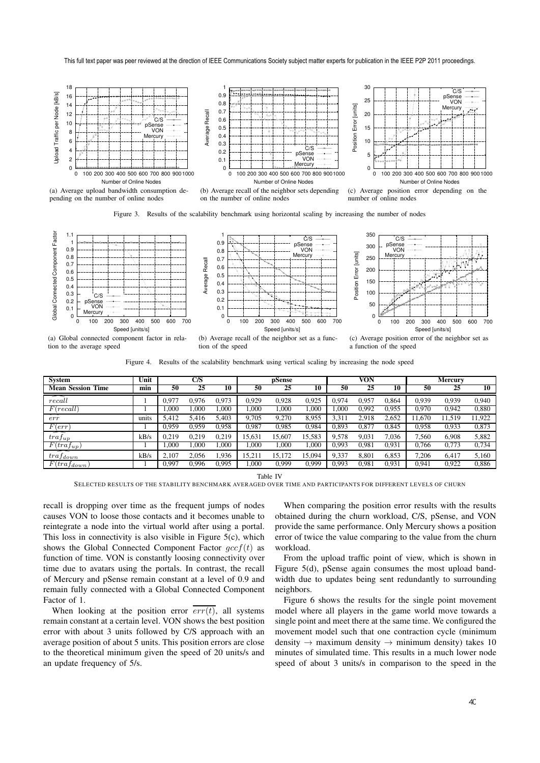(a) Average upload bandwidth consumption depending on the number of online nodes

(b) Average recall of the neighbor sets depending on the number of online nodes

(c) Average position error depending on the number of online nodes

Figure 3. Results of the scalability benchmark using horizontal scaling by increasing the number of nodes

(a) Global connected component factor in relation to the average speed

(b) Average recall of the neighbor set as a function of the speed

(c) Average position error of the neighbor set as a function of the speed

Figure 4. Results of the scalability benchmark using vertical scaling by increasing the node speed

| System | Unit | C/S | | | pSense | | | VON | | | Mercury | | |
|---|---|---|---|---|---|---|---|---|---|---|---|---|---|
| Mean Session Time | min | 50 | 25 | 10 | 50 | 25 | 10 | 50 | 25 | 10 | 50 | 25 | 10 |
| $\widetilde{recall}$ | 1 | 0,977 | 0,976 | 0,973 | 0,929 | 0,928 | 0,925 | 0,974 | 0,957 | 0,864 | 0,939 | 0,939 | 0,940 |
| $\widetilde{F(recall)}$ | 1 | 1,000 | 1,000 | 1,000 | 1,000 | 1,000 | 1,000 | 1,000 | 0,992 | 0,955 | 0,970 | 0,942 | 0,880 |
| $\widetilde{err}$ | units | 5,412 | 5,416 | 5,403 | 9,705 | 9,270 | 8,955 | 3,311 | 2,918 | 2,652 | 11,670 | 11,519 | 11,922 |
| $\widetilde{F(err)}$ | 1 | 0,959 | 0,959 | 0,958 | 0,987 | 0,985 | 0,984 | 0,893 | 0,877 | 0,845 | 0,958 | 0,933 | 0,873 |
| $\widetilde{traf_{up}}$ | kB/s | 0,219 | 0,219 | 0,219 | 15,631 | 15,607 | 15,583 | 9,578 | 9,031 | 7,036 | 7,560 | 6,908 | 5,882 |
| $\widetilde{F(traf_{up})}$ | 1 | 1,000 | 1,000 | 1,000 | 1,000 | 1,000 | 1,000 | 0,993 | 0,981 | 0,931 | 0,766 | 0,773 | 0,734 |
| $\widetilde{traf_{down}}$ | kB/s | 2,107 | 2,056 | 1,936 | 15,211 | 15,172 | 15,094 | 9,337 | 8,801 | 6,853 | 7,206 | 6,417 | 5,160 |
| $\widetilde{F(traf_{down})}$ | 1 | 0,997 | 0,996 | 0,995 | 1,000 | 0,999 | 0,999 | 0,993 | 0,981 | 0,931 | 0,941 | 0,922 | 0,886 |

Table IV
SELECTED RESULTS OF THE STABILITY BENCHMARK AVERAGED OVER TIME AND PARTICIPANTS FOR DIFFERENT LEVELS OF CHURN

recall is dropping over time as the frequent jumps of nodes causes VON to loose those contacts and it becomes unable to reintegrate a node into the virtual world after using a portal. This loss in connectivity is also visible in Figure 5(c), which shows the Global Connected Component Factor $gccf(t)$ as function of time. VON is constantly loosing connectivity over time due to avatars using the portals. In contrast, the recall of Mercury and pSense remain constant at a level of 0.9 and remain fully connected with a Global Connected Component Factor of 1.

When looking at the position error $\overline{err(t)}$, all systems remain constant at a certain level. VON shows the best position error with about 3 units followed by C/S approach with an average position of about 5 units. This position errors are close to the theoretical minimum given the speed of 20 units/s and an update frequency of 5/s.

When comparing the position error results with the results obtained during the churn workload, C/S, pSense, and VON provide the same performance. Only Mercury shows a position error of twice the value comparing to the value from the churn workload.

From the upload traffic point of view, which is shown in Figure 5(d), pSense again consumes the most upload bandwidth due to updates being sent redundantly to surrounding neighbors.

Figure 6 shows the results for the single point movement model where all players in the game world move towards a single point and meet there at the same time. We configured the movement model such that one contraction cycle (minimum density $\rightarrow$ maximum density $\rightarrow$ minimum density) takes 10 minutes of simulated time. This results in a much lower node speed of about 3 units/s in comparison to the speed in the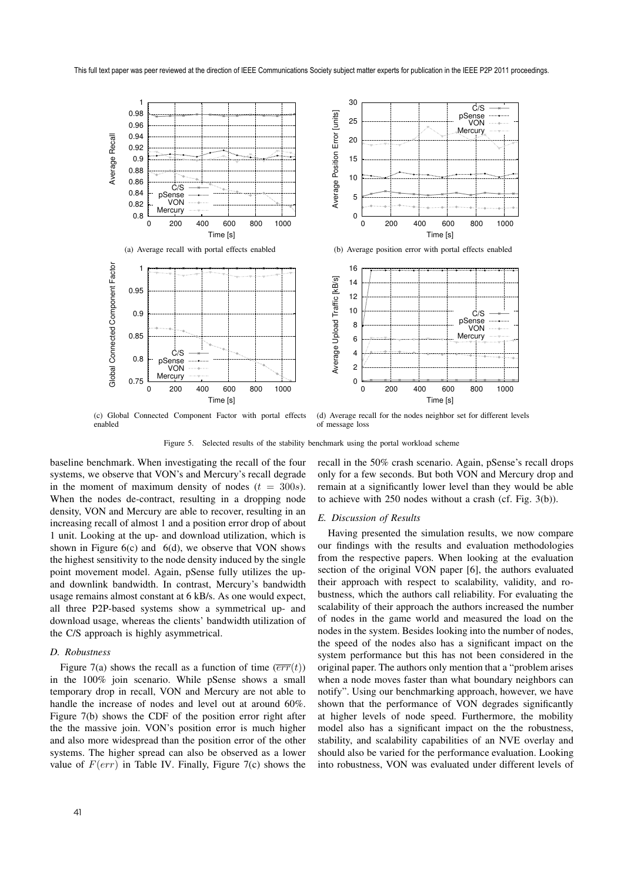(a) Average recall with portal effects enabled

(b) Average position error with portal effects enabled

(c) Global Connected Component Factor with portal effects enabled

(d) Average recall for the nodes neighbor set for different levels of message loss

Figure 5. Selected results of the stability benchmark using the portal workload scheme

baseline benchmark. When investigating the recall of the four systems, we observe that VON's and Mercury's recall degrade in the moment of maximum density of nodes ($t = 300s$). When the nodes de-contract, resulting in a dropping node density, VON and Mercury are able to recover, resulting in an increasing recall of almost 1 and a position error drop of about 1 unit. Looking at the up- and download utilization, which is shown in Figure 6(c) and 6(d), we observe that VON shows the highest sensitivity to the node density induced by the single point movement model. Again, pSense fully utilizes the up- and downlink bandwidth. In contrast, Mercury's bandwidth usage remains almost constant at 6 kB/s. As one would expect, all three P2P-based systems show a symmetrical up- and download usage, whereas the clients' bandwidth utilization of the C/S approach is highly asymmetrical.

### D. Robustness

Figure 7(a) shows the recall as a function of time ($\overline{err}(t)$) in the 100% join scenario. While pSense shows a small temporary drop in recall, VON and Mercury are not able to handle the increase of nodes and level out at around 60%. Figure 7(b) shows the CDF of the position error right after the the massive join. VON's position error is much higher and also more widespread than the position error of the other systems. The higher spread can also be observed as a lower value of $F(err)$ in Table IV. Finally, Figure 7(c) shows the recall in the 50% crash scenario. Again, pSense's recall drops only for a few seconds. But both VON and Mercury drop and remain at a significantly lower level than they would be able to achieve with 250 nodes without a crash (cf. Fig. 3(b)).

### E. Discussion of Results

Having presented the simulation results, we now compare our findings with the results and evaluation methodologies from the respective papers. When looking at the evaluation section of the original VON paper [6], the authors evaluated their approach with respect to scalability, validity, and robustness, which the authors call reliability. For evaluating the scalability of their approach the authors increased the number of nodes in the game world and measured the load on the nodes in the system. Besides looking into the number of nodes, the speed of the nodes also has a significant impact on the system performance but this has not been considered in the original paper. The authors only mention that a "problem arises when a node moves faster than what boundary neighbors can notify". Using our benchmarking approach, however, we have shown that the performance of VON degrades significantly at higher levels of node speed. Furthermore, the mobility model also has a significant impact on the the robustness, stability, and scalability capabilities of an NVE overlay and should also be varied for the performance evaluation. Looking into robustness, VON was evaluated under different levels of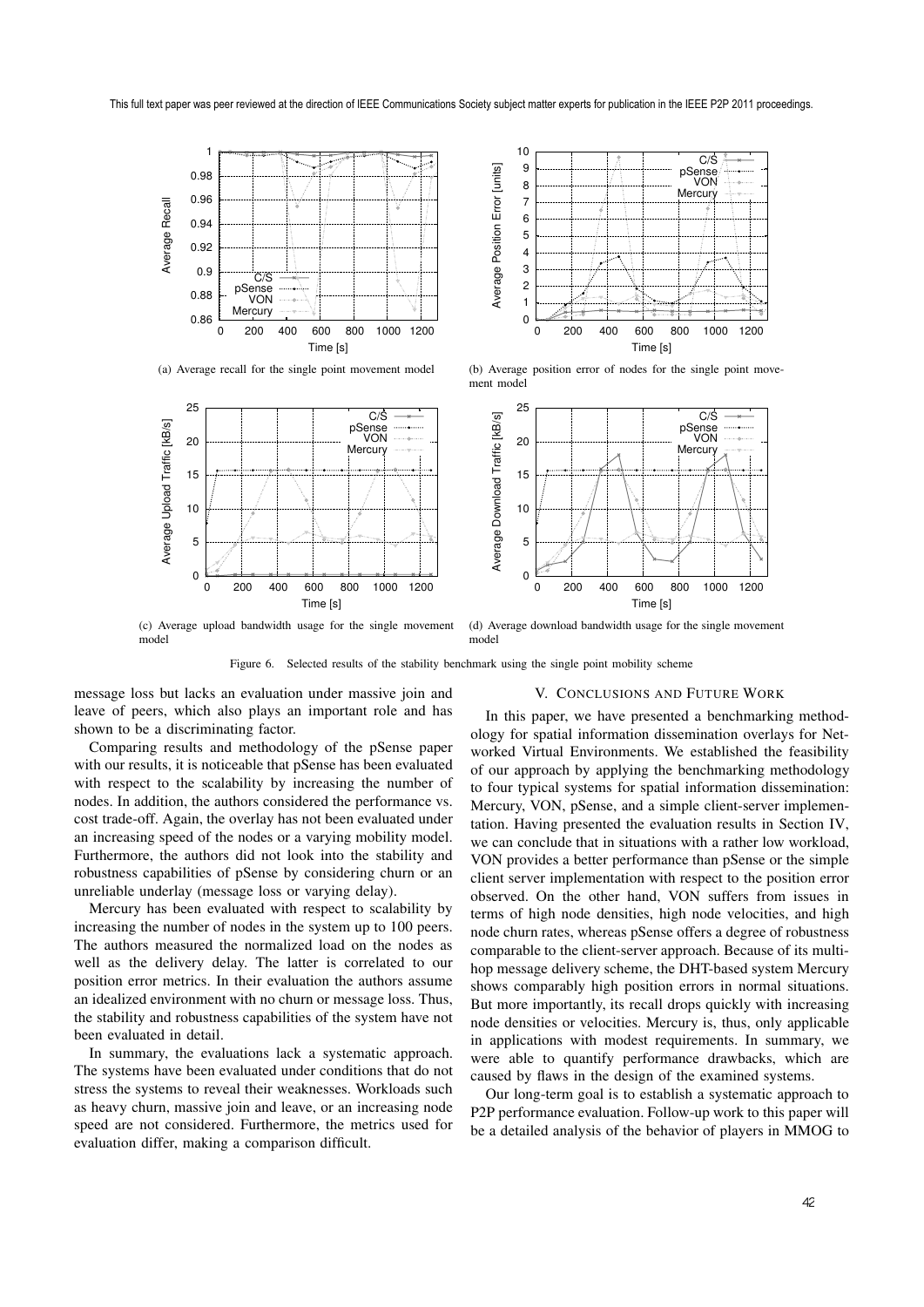(a) Average recall for the single point movement model

(b) Average position error of nodes for the single point movement model

(c) Average upload bandwidth usage for the single movement model

(d) Average download bandwidth usage for the single movement model

Figure 6. Selected results of the stability benchmark using the single point mobility scheme

message loss but lacks an evaluation under massive join and leave of peers, which also plays an important role and has shown to be a discriminating factor.

Comparing results and methodology of the pSense paper with our results, it is noticeable that pSense has been evaluated with respect to the scalability by increasing the number of nodes. In addition, the authors considered the performance vs. cost trade-off. Again, the overlay has not been evaluated under an increasing speed of the nodes or a varying mobility model. Furthermore, the authors did not look into the stability and robustness capabilities of pSense by considering churn or an unreliable underlay (message loss or varying delay).

Mercury has been evaluated with respect to scalability by increasing the number of nodes in the system up to 100 peers. The authors measured the normalized load on the nodes as well as the delivery delay. The latter is correlated to our position error metrics. In their evaluation the authors assume an idealized environment with no churn or message loss. Thus, the stability and robustness capabilities of the system have not been evaluated in detail.

In summary, the evaluations lack a systematic approach. The systems have been evaluated under conditions that do not stress the systems to reveal their weaknesses. Workloads such as heavy churn, massive join and leave, or an increasing node speed are not considered. Furthermore, the metrics used for evaluation differ, making a comparison difficult.

## V. Conclusions and Future Work

In this paper, we have presented a benchmarking methodology for spatial information dissemination overlays for Networked Virtual Environments. We established the feasibility of our approach by applying the benchmarking methodology to four typical systems for spatial information dissemination: Mercury, VON, pSense, and a simple client-server implementation. Having presented the evaluation results in Section IV, we can conclude that in situations with a rather low workload, VON provides a better performance than pSense or the simple client server implementation with respect to the position error observed. On the other hand, VON suffers from issues in terms of high node densities, high node velocities, and high node churn rates, whereas pSense offers a degree of robustness comparable to the client-server approach. Because of its multi-hop message delivery scheme, the DHT-based system Mercury shows comparably high position errors in normal situations. But more importantly, its recall drops quickly with increasing node densities or velocities. Mercury is, thus, only applicable in applications with modest requirements. In summary, we were able to quantify performance drawbacks, which are caused by flaws in the design of the examined systems.

Our long-term goal is to establish a systematic approach to P2P performance evaluation. Follow-up work to this paper will be a detailed analysis of the behavior of players in MMOG to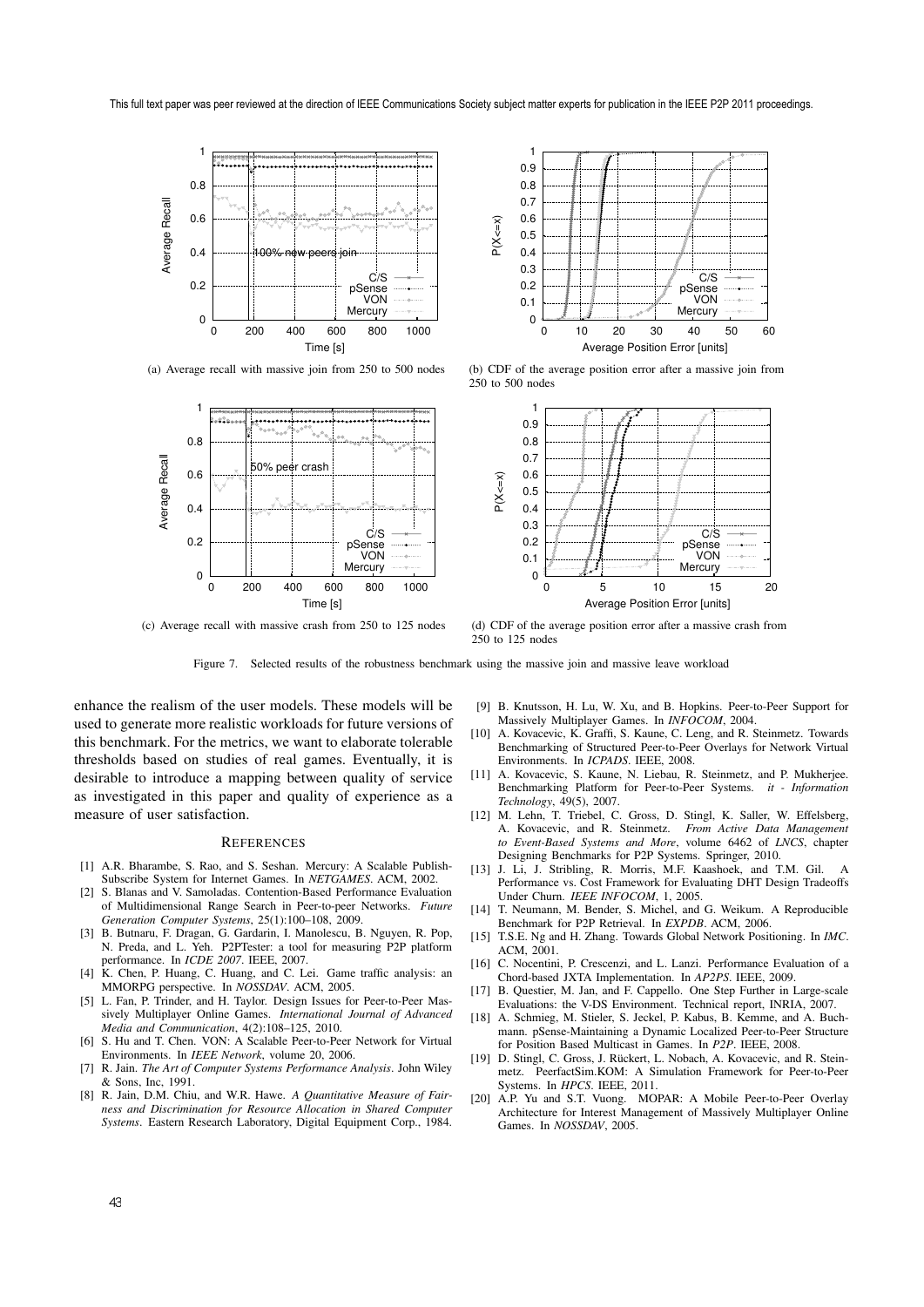1
0.8
0.6
0.4
0.2
0
Average Recall
0 200 400 600 800 1000
Time [s]
100% new peers join
C/S
pSense
VON
Mercury

(a) Average recall with massive join from 250 to 500 nodes

1
0.9
0.8
0.7
0.6
0.5
0.4
0.3
0.2
0.1
0
P(X<=x)
0 10 20 30 40 50 60
Average Position Error [units]
C/S
pSense
VON
Mercury

(b) CDF of the average position error after a massive join from 250 to 500 nodes

1
0.8
0.6
0.4
0.2
0
Average Recall
0 200 400 600 800 1000
Time [s]
50% peer crash
C/S
pSense
VON
Mercury

(c) Average recall with massive crash from 250 to 125 nodes

1
0.9
0.8
0.7
0.6
0.5
0.4
0.3
0.2
0.1
0
P(X<=x)
0 5 10 15 20
Average Position Error [units]
C/S
pSense
VON
Mercury

(d) CDF of the average position error after a massive crash from 250 to 125 nodes

Figure 7. Selected results of the robustness benchmark using the massive join and massive leave workload

enhance the realism of the user models. These models will be used to generate more realistic workloads for future versions of this benchmark. For the metrics, we want to elaborate tolerable thresholds based on studies of real games. Eventually, it is desirable to introduce a mapping between quality of service as investigated in this paper and quality of experience as a measure of user satisfaction.

## REFERENCES

[1] A.R. Bharambe, S. Rao, and S. Seshan. Mercury: A Scalable Publish-Subscribe System for Internet Games. In *NETGAMES*. ACM, 2002.

[2] S. Blanas and V. Samoladas. Contention-Based Performance Evaluation of Multidimensional Range Search in Peer-to-peer Networks. *Future Generation Computer Systems*, 25(1):100–108, 2009.

[3] B. Butnaru, F. Dragan, G. Gardarin, I. Manolescu, B. Nguyen, R. Pop, N. Preda, and L. Yeh. P2PTester: a tool for measuring P2P platform performance. In *ICDE 2007*. IEEE, 2007.

[4] K. Chen, P. Huang, C. Huang, and C. Lei. Game traffic analysis: an MMORPG perspective. In *NOSSDAV*. ACM, 2005.

[5] L. Fan, P. Trinder, and H. Taylor. Design Issues for Peer-to-Peer Massively Multiplayer Online Games. *International Journal of Advanced Media and Communication*, 4(2):108–125, 2010.

[6] S. Hu and T. Chen. VON: A Scalable Peer-to-Peer Network for Virtual Environments. In *IEEE Network*, volume 20, 2006.

[7] R. Jain. *The Art of Computer Systems Performance Analysis*. John Wiley & Sons, Inc, 1991.

[8] R. Jain, D.M. Chiu, and W.R. Hawe. *A Quantitative Measure of Fairness and Discrimination for Resource Allocation in Shared Computer Systems*. Eastern Research Laboratory, Digital Equipment Corp., 1984.

[9] B. Knutsson, H. Lu, W. Xu, and B. Hopkins. Peer-to-Peer Support for Massively Multiplayer Games. In *INFOCOM*, 2004.

[10] A. Kovacevic, K. Graffi, S. Kaune, C. Leng, and R. Steinmetz. Towards Benchmarking of Structured Peer-to-Peer Overlays for Network Virtual Environments. In *ICPADS*. IEEE, 2008.

[11] A. Kovacevic, S. Kaune, N. Liebau, R. Steinmetz, and P. Mukherjee. Benchmarking Platform for Peer-to-Peer Systems. *it - Information Technology*, 49(5), 2007.

[12] M. Lehn, T. Triebel, C. Gross, D. Stingl, K. Saller, W. Effelsberg, A. Kovacevic, and R. Steinmetz. *From Active Data Management to Event-Based Systems and More*, volume 6462 of *LNCS*, chapter Designing Benchmarks for P2P Systems. Springer, 2010.

[13] J. Li, J. Stribling, R. Morris, M.F. Kaashoek, and T.M. Gil. A Performance vs. Cost Framework for Evaluating DHT Design Tradeoffs Under Churn. *IEEE INFOCOM*, 1, 2005.

[14] T. Neumann, M. Bender, S. Michel, and G. Weikum. A Reproducible Benchmark for P2P Retrieval. In *EXPDB*. ACM, 2006.

[15] T.S.E. Ng and H. Zhang. Towards Global Network Positioning. In *IMC*. ACM, 2001.

[16] C. Nocentini, P. Crescenzi, and L. Lanzi. Performance Evaluation of a Chord-based JXTA Implementation. In *AP2PS*. IEEE, 2009.

[17] B. Questier, M. Jan, and F. Cappello. One Step Further in Large-scale Evaluations: the V-DS Environment. Technical report, INRIA, 2007.

[18] A. Schmieg, M. Stieler, S. Jeckel, P. Kabus, B. Kemme, and A. Buchmann. pSense-Maintaining a Dynamic Localized Peer-to-Peer Structure for Position Based Multicast in Games. In *P2P*. IEEE, 2008.

[19] D. Stingl, C. Gross, J. Rückert, L. Nobach, A. Kovacevic, and R. Steinmetz. PeerfactSim.KOM: A Simulation Framework for Peer-to-Peer Systems. In *HPCS*. IEEE, 2011.

[20] A.P. Yu and S.T. Vuong. MOPAR: A Mobile Peer-to-Peer Overlay Architecture for Interest Management of Massively Multiplayer Online Games. In *NOSSDAV*, 2005.